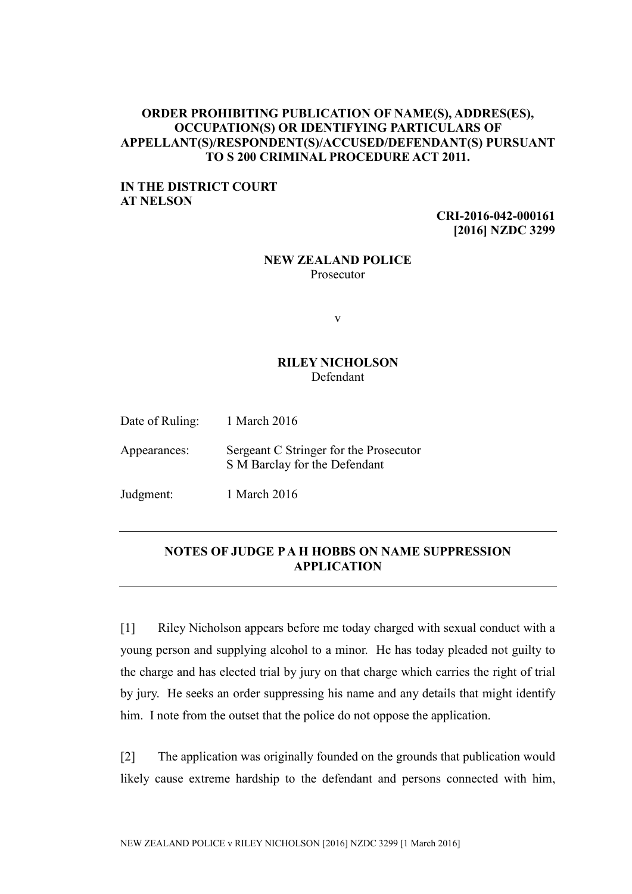**ORDER PROHIBITING PUBLICATION OF NAME(S), ADDRES(ES), OCCUPATION(S) OR IDENTIFYING PARTICULARS OF APPELLANT(S)/RESPONDENT(S)/ACCUSED/DEFENDANT(S) PURSUANT TO S 200 CRIMINAL PROCEDURE ACT 2011.**

**IN THE DISTRICT COURT AT NELSON**

**CRI-2016-042-000161**
**[2016] NZDC 3299**

**NEW ZEALAND POLICE**
Prosecutor

v

**RILEY NICHOLSON**
Defendant

Date of Ruling: 1 March 2016

Appearances: Sergeant C Stringer for the Prosecutor
S M Barclay for the Defendant

Judgment: 1 March 2016

---

## NOTES OF JUDGE P A H HOBBS ON NAME SUPPRESSION APPLICATION

---

[1] Riley Nicholson appears before me today charged with sexual conduct with a young person and supplying alcohol to a minor. He has today pleaded not guilty to the charge and has elected trial by jury on that charge which carries the right of trial by jury. He seeks an order suppressing his name and any details that might identify him. I note from the outset that the police do not oppose the application.

[2] The application was originally founded on the grounds that publication would likely cause extreme hardship to the defendant and persons connected with him,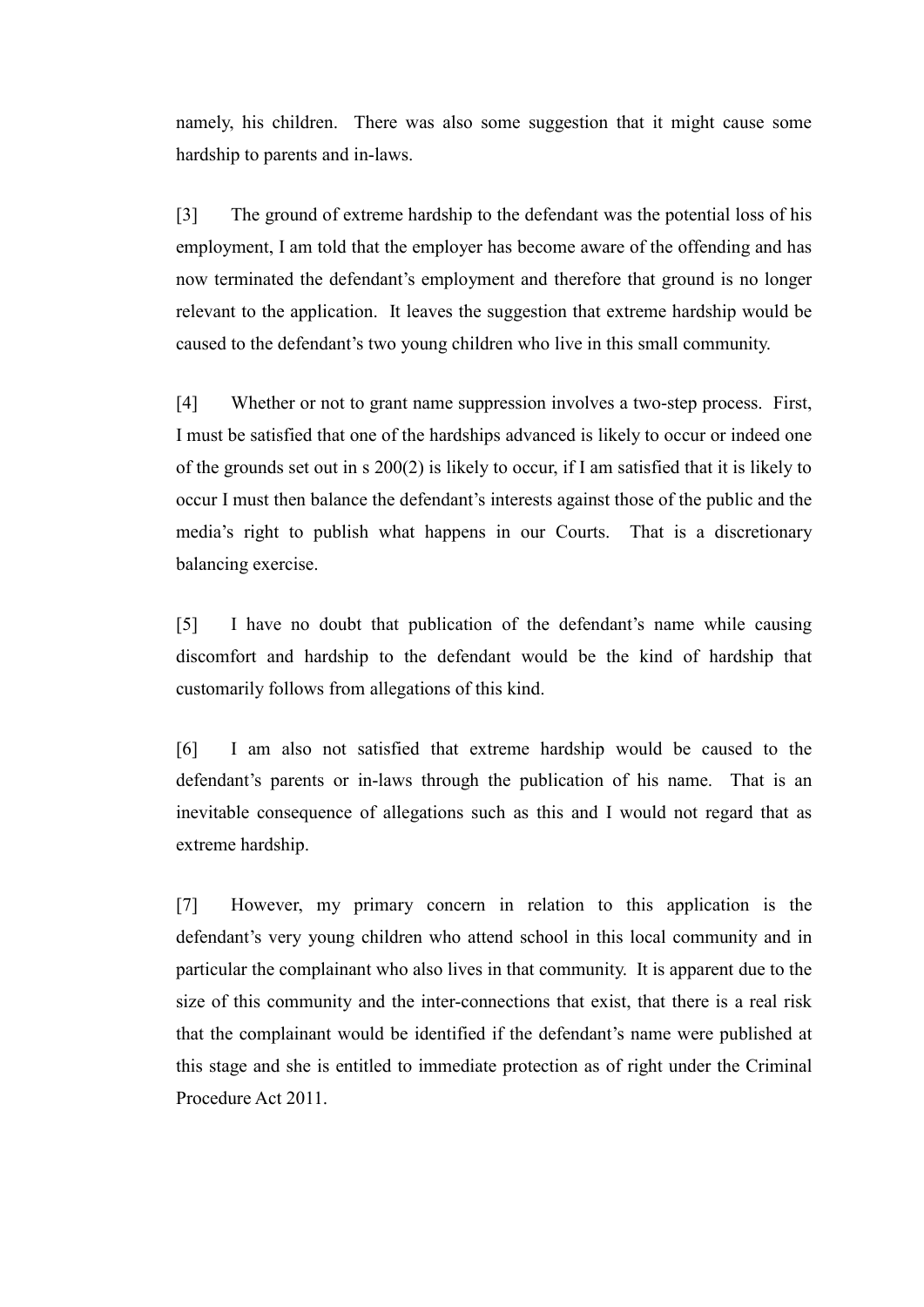namely, his children. There was also some suggestion that it might cause some hardship to parents and in-laws.

[3] The ground of extreme hardship to the defendant was the potential loss of his employment, I am told that the employer has become aware of the offending and has now terminated the defendant's employment and therefore that ground is no longer relevant to the application. It leaves the suggestion that extreme hardship would be caused to the defendant's two young children who live in this small community.

[4] Whether or not to grant name suppression involves a two-step process. First, I must be satisfied that one of the hardships advanced is likely to occur or indeed one of the grounds set out in s 200(2) is likely to occur, if I am satisfied that it is likely to occur I must then balance the defendant's interests against those of the public and the media's right to publish what happens in our Courts. That is a discretionary balancing exercise.

[5] I have no doubt that publication of the defendant's name while causing discomfort and hardship to the defendant would be the kind of hardship that customarily follows from allegations of this kind.

[6] I am also not satisfied that extreme hardship would be caused to the defendant's parents or in-laws through the publication of his name. That is an inevitable consequence of allegations such as this and I would not regard that as extreme hardship.

[7] However, my primary concern in relation to this application is the defendant's very young children who attend school in this local community and in particular the complainant who also lives in that community. It is apparent due to the size of this community and the inter-connections that exist, that there is a real risk that the complainant would be identified if the defendant's name were published at this stage and she is entitled to immediate protection as of right under the Criminal Procedure Act 2011.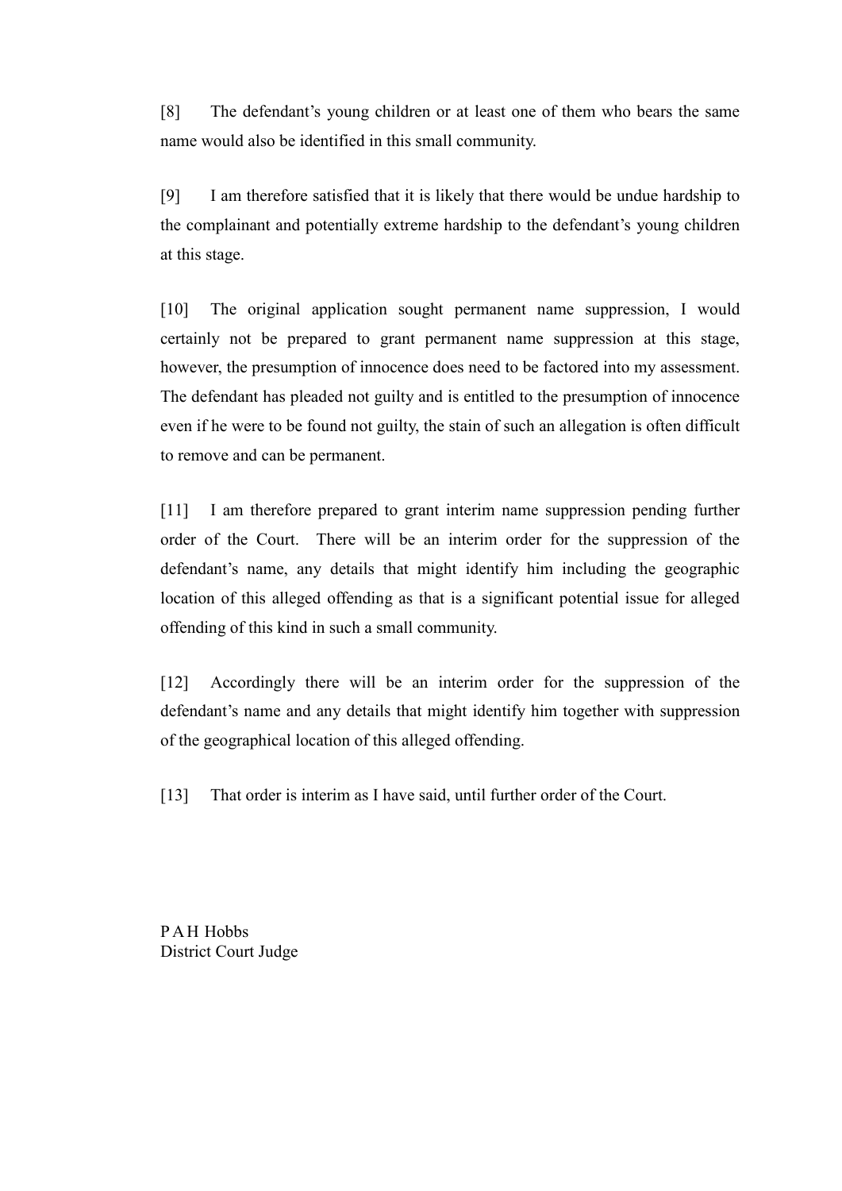[8] The defendant's young children or at least one of them who bears the same name would also be identified in this small community.

[9] I am therefore satisfied that it is likely that there would be undue hardship to the complainant and potentially extreme hardship to the defendant's young children at this stage.

[10] The original application sought permanent name suppression, I would certainly not be prepared to grant permanent name suppression at this stage, however, the presumption of innocence does need to be factored into my assessment. The defendant has pleaded not guilty and is entitled to the presumption of innocence even if he were to be found not guilty, the stain of such an allegation is often difficult to remove and can be permanent.

[11] I am therefore prepared to grant interim name suppression pending further order of the Court. There will be an interim order for the suppression of the defendant's name, any details that might identify him including the geographic location of this alleged offending as that is a significant potential issue for alleged offending of this kind in such a small community.

[12] Accordingly there will be an interim order for the suppression of the defendant's name and any details that might identify him together with suppression of the geographical location of this alleged offending.

[13] That order is interim as I have said, until further order of the Court.

P A H Hobbs
District Court Judge